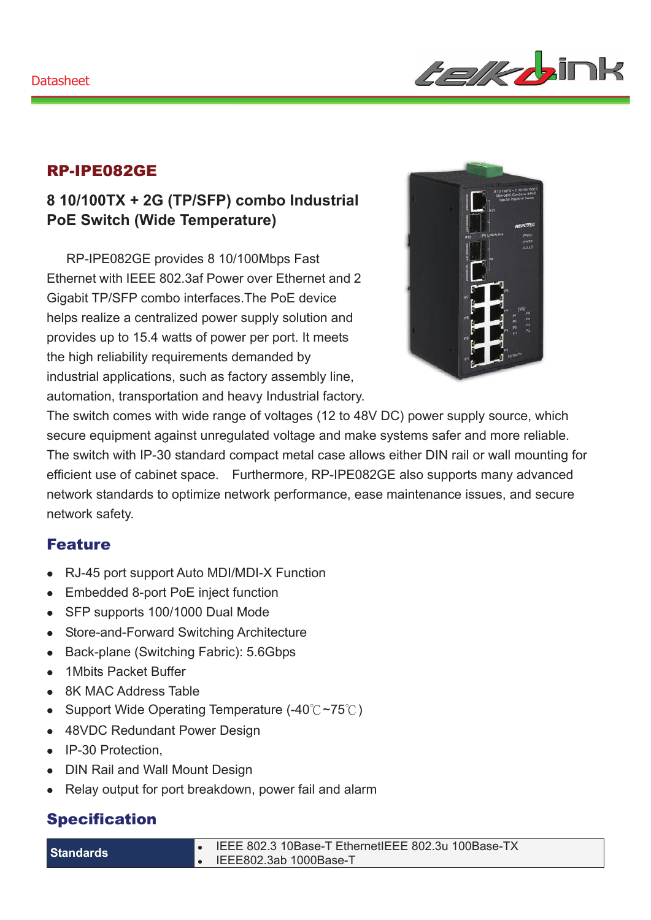Datasheet

## RP-IPE082GE

### 8 10/100TX + 2G (TP/SFP) combo Industrial PoE Switch (Wide Temperature)

RP-IPE082GE provides 8 10/100Mbps Fast Ethernet with IEEE 802.3af Power over Ethernet and 2 Gigabit TP/SFP combo interfaces.The PoE device helps realize a centralized power supply solution and provides up to 15.4 watts of power per port. It meets the high reliability requirements demanded by industrial applications, such as factory assembly line, automation, transportation and heavy Industrial factory. The switch comes with wide range of voltages (12 to 48V DC) power supply source, which secure equipment against unregulated voltage and make systems safer and more reliable. The switch with IP-30 standard compact metal case allows either DIN rail or wall mounting for efficient use of cabinet space. Furthermore, RP-IPE082GE also supports many advanced network standards to optimize network performance, ease maintenance issues, and secure network safety.

## Feature

- RJ-45 port support Auto MDI/MDI-X Function
- Embedded 8-port PoE inject function
- SFP supports 100/1000 Dual Mode
- Store-and-Forward Switching Architecture
- Back-plane (Switching Fabric): 5.6Gbps
- 1Mbits Packet Buffer
- 8K MAC Address Table
- Support Wide Operating Temperature (-40℃~75℃)
- 48VDC Redundant Power Design
- IP-30 Protection,
- DIN Rail and Wall Mount Design
- Relay output for port breakdown, power fail and alarm

## Specification

| | |
|---|---|
| **Standards** | • IEEE 802.3 10Base-T EthernetIEEE 802.3u 100Base-TX<br>• IEEE802.3ab 1000Base-T |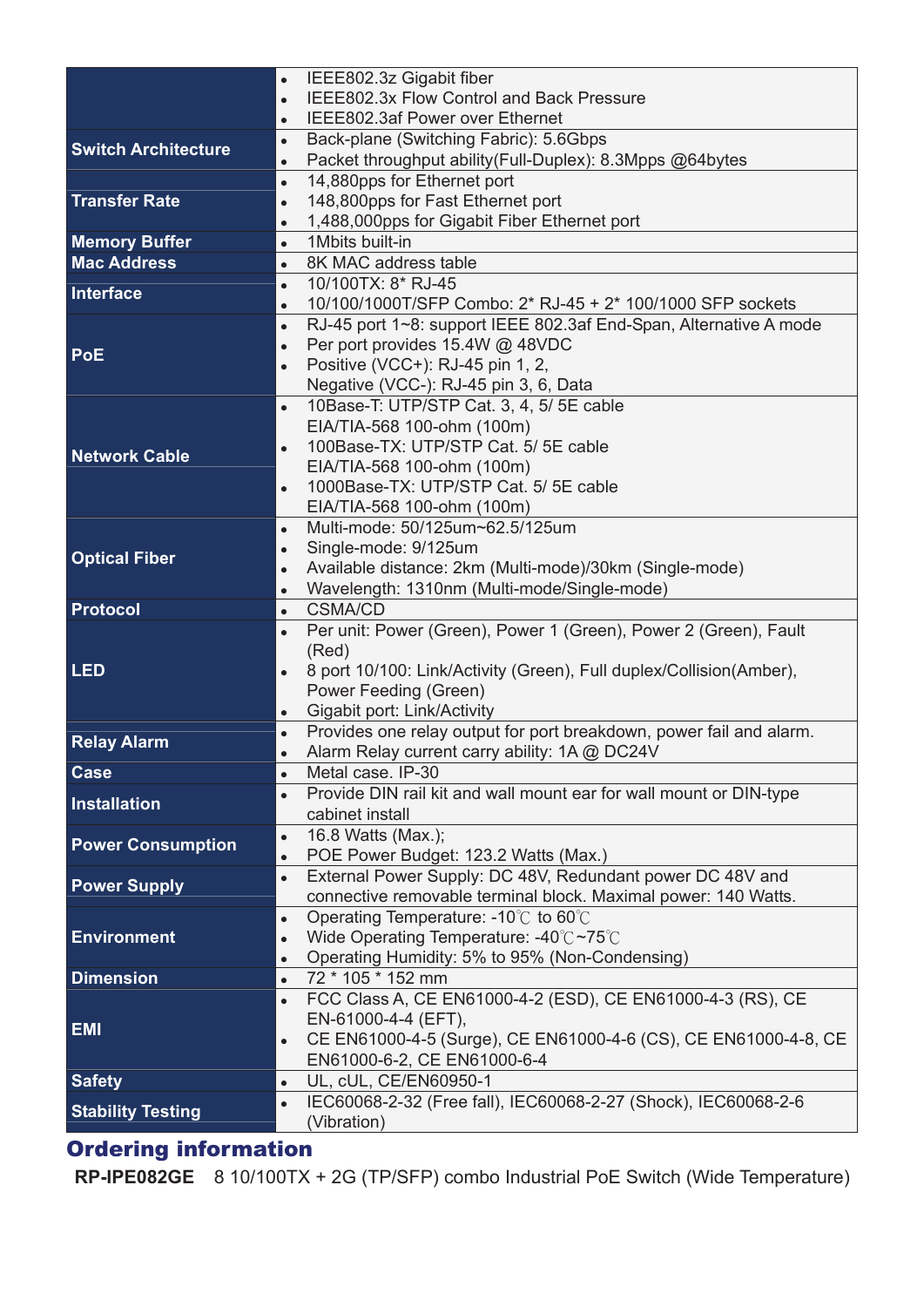| | |
|---|---|
| | • IEEE802.3z Gigabit fiber<br>• IEEE802.3x Flow Control and Back Pressure<br>• IEEE802.3af Power over Ethernet |
| **Switch Architecture** | • Back-plane (Switching Fabric): 5.6Gbps<br>• Packet throughput ability(Full-Duplex): 8.3Mpps @64bytes |
| **Transfer Rate** | • 14,880pps for Ethernet port<br>• 148,800pps for Fast Ethernet port<br>• 1,488,000pps for Gigabit Fiber Ethernet port |
| **Memory Buffer** | • 1Mbits built-in |
| **Mac Address** | • 8K MAC address table |
| **Interface** | • 10/100TX: 8* RJ-45<br>• 10/100/1000T/SFP Combo: 2* RJ-45 + 2* 100/1000 SFP sockets |
| **PoE** | • RJ-45 port 1~8: support IEEE 802.3af End-Span, Alternative A mode<br>• Per port provides 15.4W @ 48VDC<br>• Positive (VCC+): RJ-45 pin 1, 2,<br>Negative (VCC-): RJ-45 pin 3, 6, Data |
| **Network Cable** | • 10Base-T: UTP/STP Cat. 3, 4, 5/ 5E cable<br>EIA/TIA-568 100-ohm (100m)<br>• 100Base-TX: UTP/STP Cat. 5/ 5E cable<br>EIA/TIA-568 100-ohm (100m)<br>• 1000Base-TX: UTP/STP Cat. 5/ 5E cable<br>EIA/TIA-568 100-ohm (100m) |
| **Optical Fiber** | • Multi-mode: 50/125um~62.5/125um<br>• Single-mode: 9/125um<br>• Available distance: 2km (Multi-mode)/30km (Single-mode)<br>• Wavelength: 1310nm (Multi-mode/Single-mode) |
| **Protocol** | • CSMA/CD |
| **LED** | • Per unit: Power (Green), Power 1 (Green), Power 2 (Green), Fault (Red)<br>• 8 port 10/100: Link/Activity (Green), Full duplex/Collision(Amber), Power Feeding (Green)<br>• Gigabit port: Link/Activity |
| **Relay Alarm** | • Provides one relay output for port breakdown, power fail and alarm.<br>• Alarm Relay current carry ability: 1A @ DC24V |
| **Case** | • Metal case. IP-30 |
| **Installation** | • Provide DIN rail kit and wall mount ear for wall mount or DIN-type cabinet install |
| **Power Consumption** | • 16.8 Watts (Max.);<br>• POE Power Budget: 123.2 Watts (Max.) |
| **Power Supply** | • External Power Supply: DC 48V, Redundant power DC 48V and connective removable terminal block. Maximal power: 140 Watts. |
| **Environment** | • Operating Temperature: -10℃ to 60℃<br>• Wide Operating Temperature: -40℃~75℃<br>• Operating Humidity: 5% to 95% (Non-Condensing) |
| **Dimension** | • 72 * 105 * 152 mm |
| **EMI** | • FCC Class A, CE EN61000-4-2 (ESD), CE EN61000-4-3 (RS), CE EN-61000-4-4 (EFT),<br>• CE EN61000-4-5 (Surge), CE EN61000-4-6 (CS), CE EN61000-4-8, CE EN61000-6-2, CE EN61000-6-4 |
| **Safety** | • UL, cUL, CE/EN60950-1 |
| **Stability Testing** | • IEC60068-2-32 (Free fall), IEC60068-2-27 (Shock), IEC60068-2-6 (Vibration) |

## Ordering information

**RP-IPE082GE** 8 10/100TX + 2G (TP/SFP) combo Industrial PoE Switch (Wide Temperature)